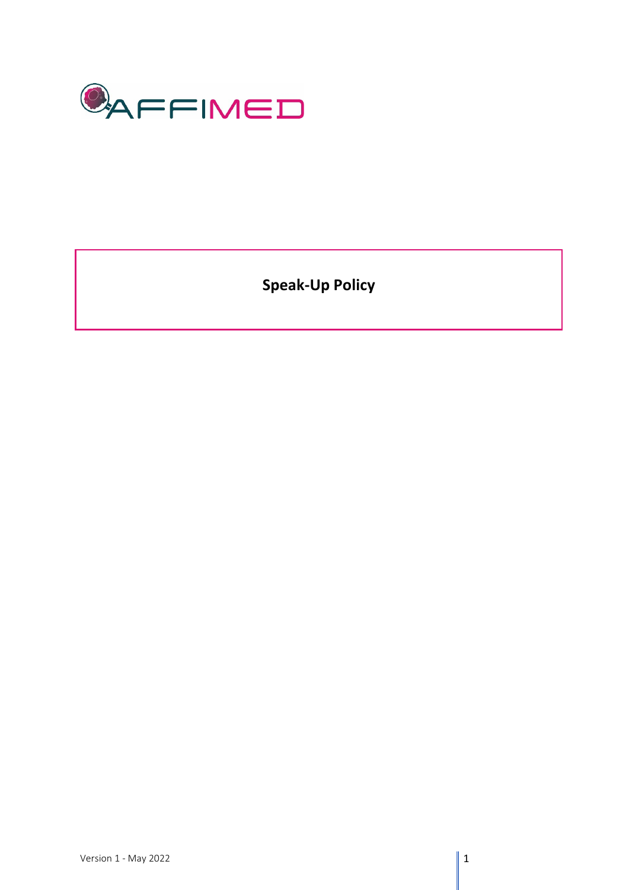AFFIMED

# Speak-Up Policy

Version 1 - May 2022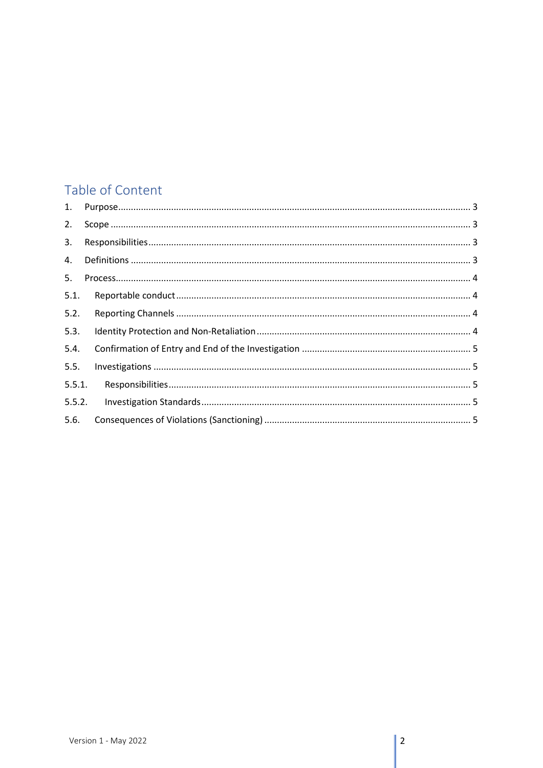## Table of Content

1. Purpose ........................................................................................................................................ 3
2. Scope ............................................................................................................................................ 3
3. Responsibilities ............................................................................................................................ 3
4. Definitions .................................................................................................................................... 3
5. Process .......................................................................................................................................... 4

5.1. Reportable conduct .................................................................................................................. 4

5.2. Reporting Channels .................................................................................................................. 4

5.3. Identity Protection and Non-Retaliation .................................................................................. 4

5.4. Confirmation of Entry and End of the Investigation .................................................................. 5

5.5. Investigations ........................................................................................................................... 5

5.5.1. Responsibilities ..................................................................................................................... 5

5.5.2. Investigation Standards ........................................................................................................ 5

5.6. Consequences of Violations (Sanctioning) ................................................................................ 5

Version 1 - May 2022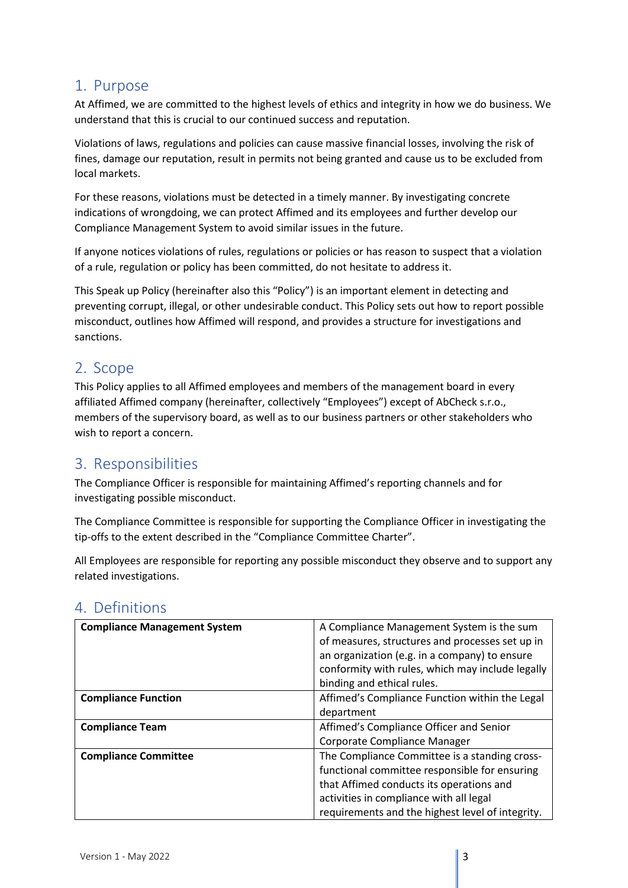## 1. Purpose

At Affimed, we are committed to the highest levels of ethics and integrity in how we do business. We understand that this is crucial to our continued success and reputation.

Violations of laws, regulations and policies can cause massive financial losses, involving the risk of fines, damage our reputation, result in permits not being granted and cause us to be excluded from local markets.

For these reasons, violations must be detected in a timely manner. By investigating concrete indications of wrongdoing, we can protect Affimed and its employees and further develop our Compliance Management System to avoid similar issues in the future.

If anyone notices violations of rules, regulations or policies or has reason to suspect that a violation of a rule, regulation or policy has been committed, do not hesitate to address it.

This Speak up Policy (hereinafter also this "Policy") is an important element in detecting and preventing corrupt, illegal, or other undesirable conduct. This Policy sets out how to report possible misconduct, outlines how Affimed will respond, and provides a structure for investigations and sanctions.

## 2. Scope

This Policy applies to all Affimed employees and members of the management board in every affiliated Affimed company (hereinafter, collectively "Employees") except of AbCheck s.r.o., members of the supervisory board, as well as to our business partners or other stakeholders who wish to report a concern.

## 3. Responsibilities

The Compliance Officer is responsible for maintaining Affimed's reporting channels and for investigating possible misconduct.

The Compliance Committee is responsible for supporting the Compliance Officer in investigating the tip-offs to the extent described in the "Compliance Committee Charter".

All Employees are responsible for reporting any possible misconduct they observe and to support any related investigations.

## 4. Definitions

| | |
|---|---|
| **Compliance Management System** | A Compliance Management System is the sum of measures, structures and processes set up in an organization (e.g. in a company) to ensure conformity with rules, which may include legally binding and ethical rules. |
| **Compliance Function** | Affimed's Compliance Function within the Legal department |
| **Compliance Team** | Affimed's Compliance Officer and Senior Corporate Compliance Manager |
| **Compliance Committee** | The Compliance Committee is a standing cross-functional committee responsible for ensuring that Affimed conducts its operations and activities in compliance with all legal requirements and the highest level of integrity. |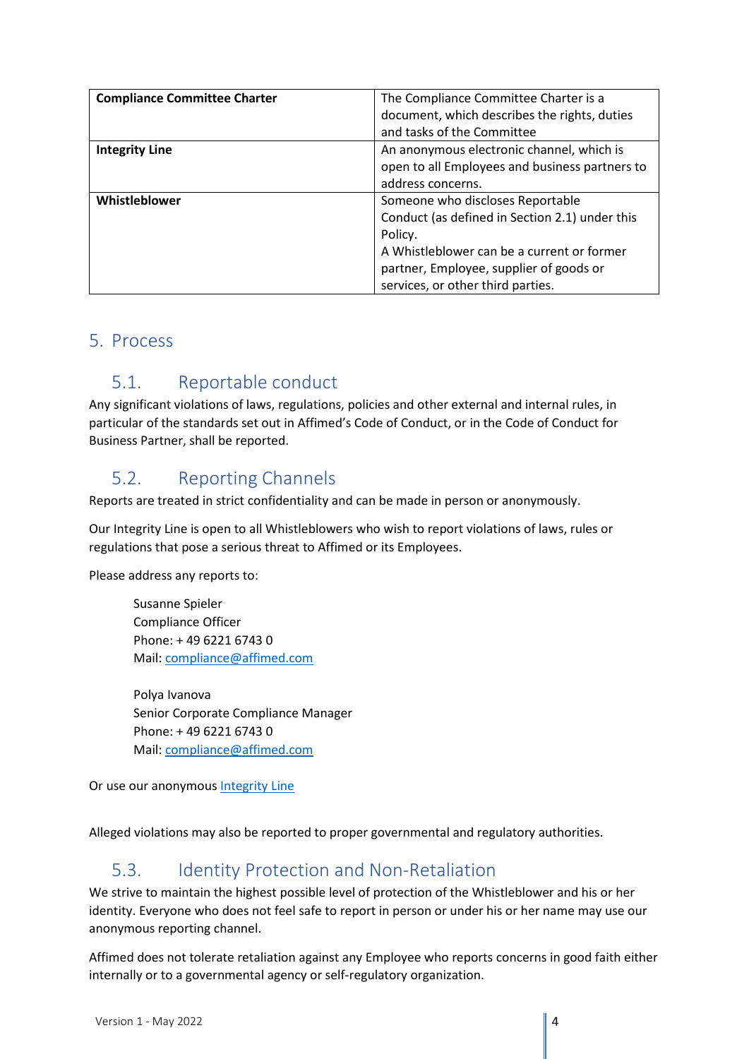| | |
|---|---|
| **Compliance Committee Charter** | The Compliance Committee Charter is a document, which describes the rights, duties and tasks of the Committee |
| **Integrity Line** | An anonymous electronic channel, which is open to all Employees and business partners to address concerns. |
| **Whistleblower** | Someone who discloses Reportable Conduct (as defined in Section 2.1) under this Policy.<br>A Whistleblower can be a current or former partner, Employee, supplier of goods or services, or other third parties. |

## 5. Process

### 5.1. Reportable conduct

Any significant violations of laws, regulations, policies and other external and internal rules, in particular of the standards set out in Affimed's Code of Conduct, or in the Code of Conduct for Business Partner, shall be reported.

### 5.2. Reporting Channels

Reports are treated in strict confidentiality and can be made in person or anonymously.

Our Integrity Line is open to all Whistleblowers who wish to report violations of laws, rules or regulations that pose a serious threat to Affimed or its Employees.

Please address any reports to:

> Susanne Spieler
> Compliance Officer
> Phone: + 49 6221 6743 0
> Mail: [compliance@affimed.com](mailto:compliance@affimed.com)
>
> Polya Ivanova
> Senior Corporate Compliance Manager
> Phone: + 49 6221 6743 0
> Mail: [compliance@affimed.com](mailto:compliance@affimed.com)

Or use our anonymous Integrity Line

Alleged violations may also be reported to proper governmental and regulatory authorities.

### 5.3. Identity Protection and Non-Retaliation

We strive to maintain the highest possible level of protection of the Whistleblower and his or her identity. Everyone who does not feel safe to report in person or under his or her name may use our anonymous reporting channel.

Affimed does not tolerate retaliation against any Employee who reports concerns in good faith either internally or to a governmental agency or self-regulatory organization.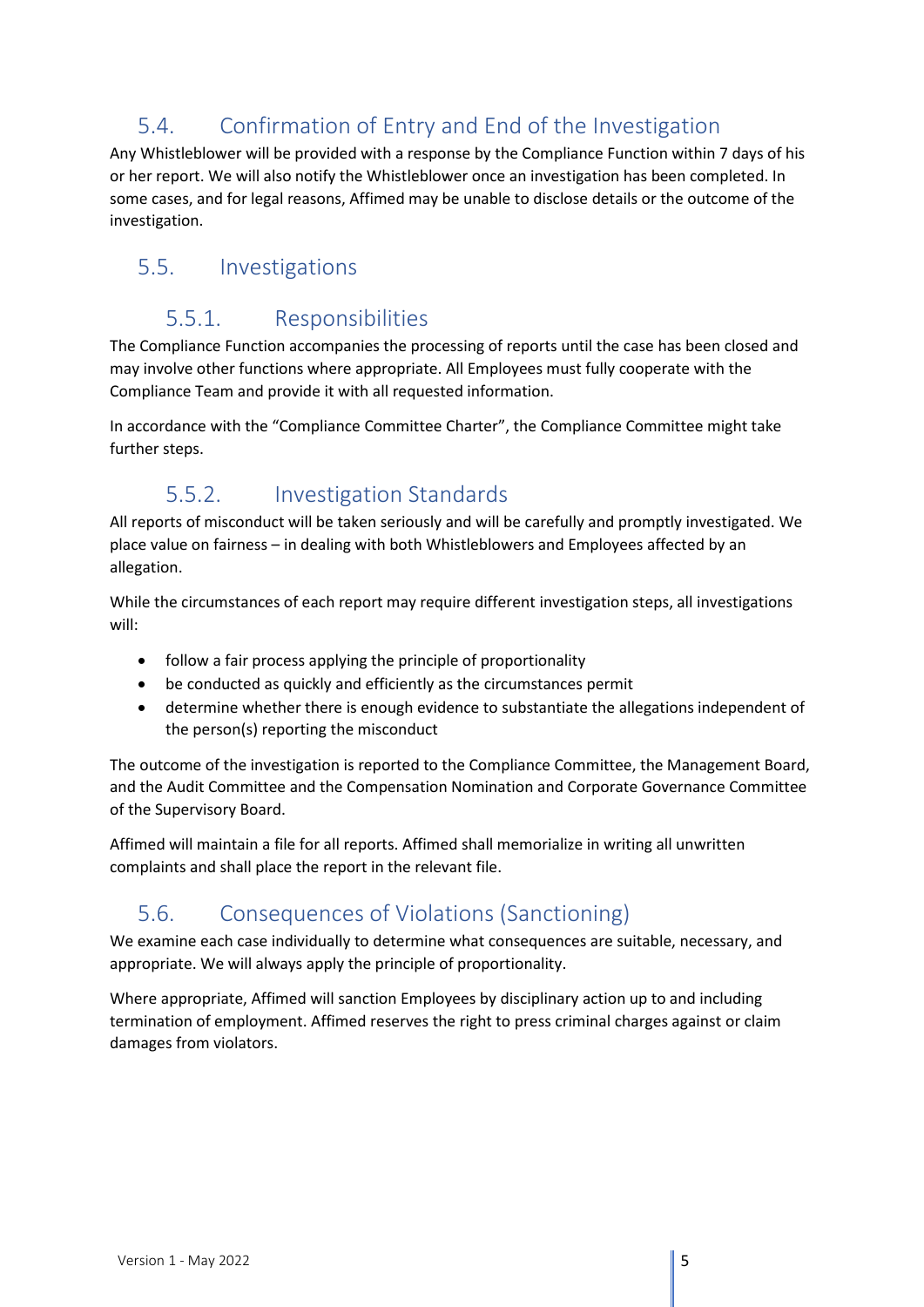## 5.4. Confirmation of Entry and End of the Investigation

Any Whistleblower will be provided with a response by the Compliance Function within 7 days of his or her report. We will also notify the Whistleblower once an investigation has been completed. In some cases, and for legal reasons, Affimed may be unable to disclose details or the outcome of the investigation.

## 5.5. Investigations

### 5.5.1. Responsibilities

The Compliance Function accompanies the processing of reports until the case has been closed and may involve other functions where appropriate. All Employees must fully cooperate with the Compliance Team and provide it with all requested information.

In accordance with the "Compliance Committee Charter", the Compliance Committee might take further steps.

### 5.5.2. Investigation Standards

All reports of misconduct will be taken seriously and will be carefully and promptly investigated. We place value on fairness – in dealing with both Whistleblowers and Employees affected by an allegation.

While the circumstances of each report may require different investigation steps, all investigations will:

- follow a fair process applying the principle of proportionality
- be conducted as quickly and efficiently as the circumstances permit
- determine whether there is enough evidence to substantiate the allegations independent of the person(s) reporting the misconduct

The outcome of the investigation is reported to the Compliance Committee, the Management Board, and the Audit Committee and the Compensation Nomination and Corporate Governance Committee of the Supervisory Board.

Affimed will maintain a file for all reports. Affimed shall memorialize in writing all unwritten complaints and shall place the report in the relevant file.

## 5.6. Consequences of Violations (Sanctioning)

We examine each case individually to determine what consequences are suitable, necessary, and appropriate. We will always apply the principle of proportionality.

Where appropriate, Affimed will sanction Employees by disciplinary action up to and including termination of employment. Affimed reserves the right to press criminal charges against or claim damages from violators.